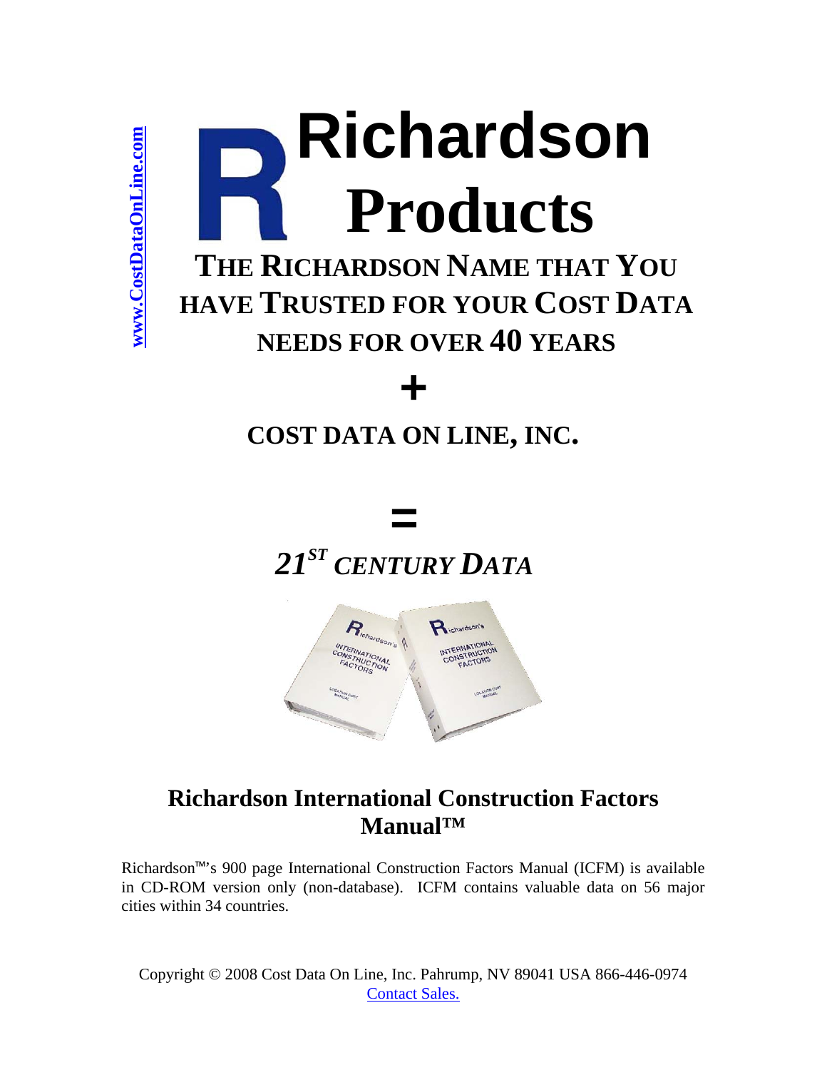www.CostDataOnLine.com

# Richardson Products

## THE RICHARDSON NAME THAT YOU HAVE TRUSTED FOR YOUR COST DATA NEEDS FOR OVER 40 YEARS

**+**

## COST DATA ON LINE, INC.

**=**

## *21ST CENTURY DATA*

## Richardson International Construction Factors Manual™

Richardson™'s 900 page International Construction Factors Manual (ICFM) is available in CD-ROM version only (non-database). ICFM contains valuable data on 56 major cities within 34 countries.

Copyright © 2008 Cost Data On Line, Inc. Pahrump, NV 89041 USA 866-446-0974
Contact Sales.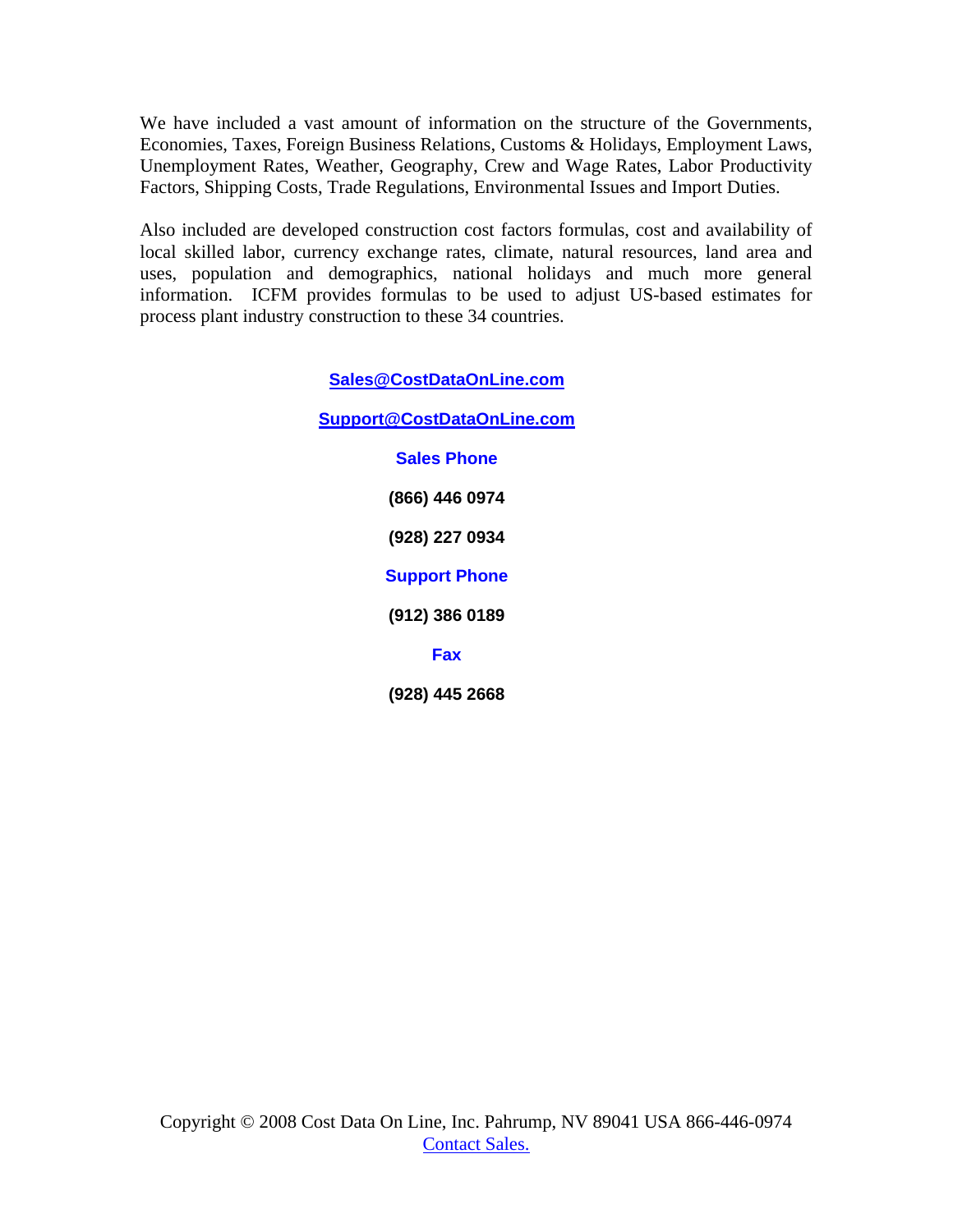We have included a vast amount of information on the structure of the Governments, Economies, Taxes, Foreign Business Relations, Customs & Holidays, Employment Laws, Unemployment Rates, Weather, Geography, Crew and Wage Rates, Labor Productivity Factors, Shipping Costs, Trade Regulations, Environmental Issues and Import Duties.

Also included are developed construction cost factors formulas, cost and availability of local skilled labor, currency exchange rates, climate, natural resources, land area and uses, population and demographics, national holidays and much more general information. ICFM provides formulas to be used to adjust US-based estimates for process plant industry construction to these 34 countries.

**Sales@CostDataOnLine.com**

**Support@CostDataOnLine.com**

**Sales Phone**

**(866) 446 0974**

**(928) 227 0934**

**Support Phone**

**(912) 386 0189**

**Fax**

**(928) 445 2668**

Copyright © 2008 Cost Data On Line, Inc. Pahrump, NV 89041 USA 866-446-0974
Contact Sales.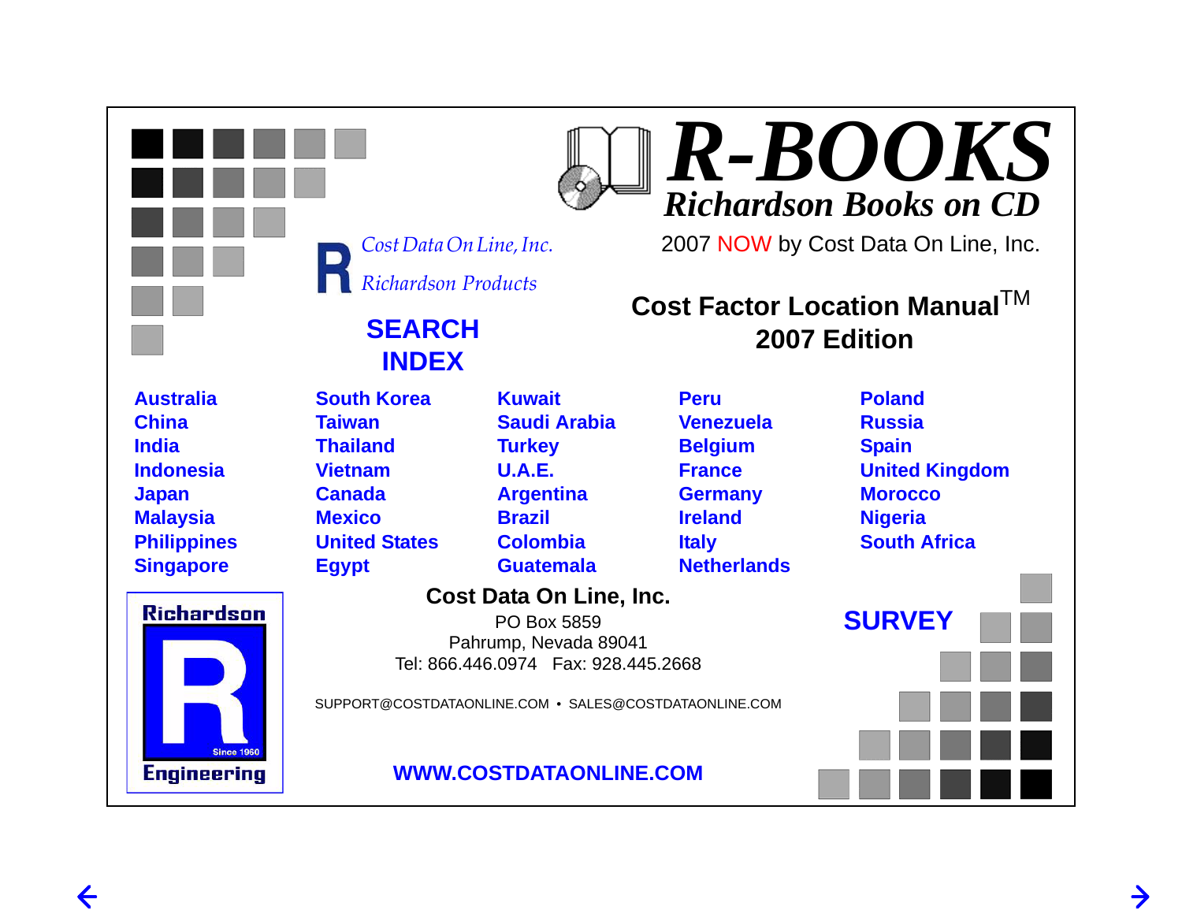# R-BOOKS

## Richardson Books on CD

2007 NOW by Cost Data On Line, Inc.

*Cost Data On Line, Inc.*

*Richardson Products*

## Cost Factor Location Manual™
## 2007 Edition

## SEARCH INDEX

- Australia
- China
- India
- Indonesia
- Japan
- Malaysia
- Philippines
- Singapore
- South Korea
- Taiwan
- Thailand
- Vietnam
- Canada
- Mexico
- United States
- Egypt
- Kuwait
- Saudi Arabia
- Turkey
- U.A.E.
- Argentina
- Brazil
- Colombia
- Guatemala
- Peru
- Venezuela
- Belgium
- France
- Germany
- Ireland
- Italy
- Netherlands
- Poland
- Russia
- Spain
- United Kingdom
- Morocco
- Nigeria
- South Africa

Richardson Engineering — Since 1960

**Cost Data On Line, Inc.**
PO Box 5859
Pahrump, Nevada 89041
Tel: 866.446.0974 Fax: 928.445.2668

SUPPORT@COSTDATAONLINE.COM • SALES@COSTDATAONLINE.COM

**WWW.COSTDATAONLINE.COM**

## SURVEY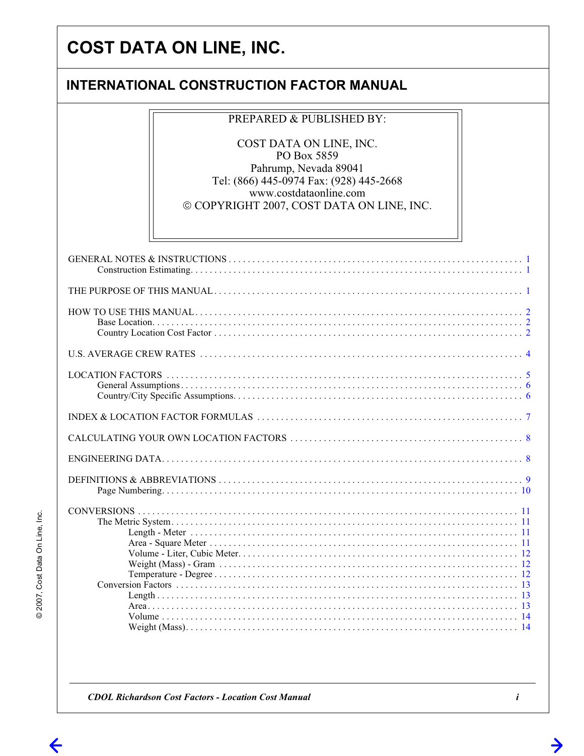# COST DATA ON LINE, INC.

## INTERNATIONAL CONSTRUCTION FACTOR MANUAL

PREPARED & PUBLISHED BY:

COST DATA ON LINE, INC.
PO Box 5859
Pahrump, Nevada 89041
Tel: (866) 445-0974 Fax: (928) 445-2668
www.costdataonline.com
© COPYRIGHT 2007, COST DATA ON LINE, INC.

- GENERAL NOTES & INSTRUCTIONS . . . . . 1
  - Construction Estimating . . . . . 1
- THE PURPOSE OF THIS MANUAL . . . . . 1
- HOW TO USE THIS MANUAL . . . . . 2
  - Base Location . . . . . 2
  - Country Location Cost Factor . . . . . 2
- U.S. AVERAGE CREW RATES . . . . . 4
- LOCATION FACTORS . . . . . 5
  - General Assumptions . . . . . 6
  - Country/City Specific Assumptions . . . . . 6
- INDEX & LOCATION FACTOR FORMULAS . . . . . 7
- CALCULATING YOUR OWN LOCATION FACTORS . . . . . 8
- ENGINEERING DATA . . . . . 8
- DEFINITIONS & ABBREVIATIONS . . . . . 9
  - Page Numbering . . . . . 10
- CONVERSIONS . . . . . 11
  - The Metric System . . . . . 11
    - Length - Meter . . . . . 11
    - Area - Square Meter . . . . . 11
    - Volume - Liter, Cubic Meter . . . . . 12
    - Weight (Mass) - Gram . . . . . 12
    - Temperature - Degree . . . . . 12
  - Conversion Factors . . . . . 13
    - Length . . . . . 13
    - Area . . . . . 13
    - Volume . . . . . 14
    - Weight (Mass) . . . . . 14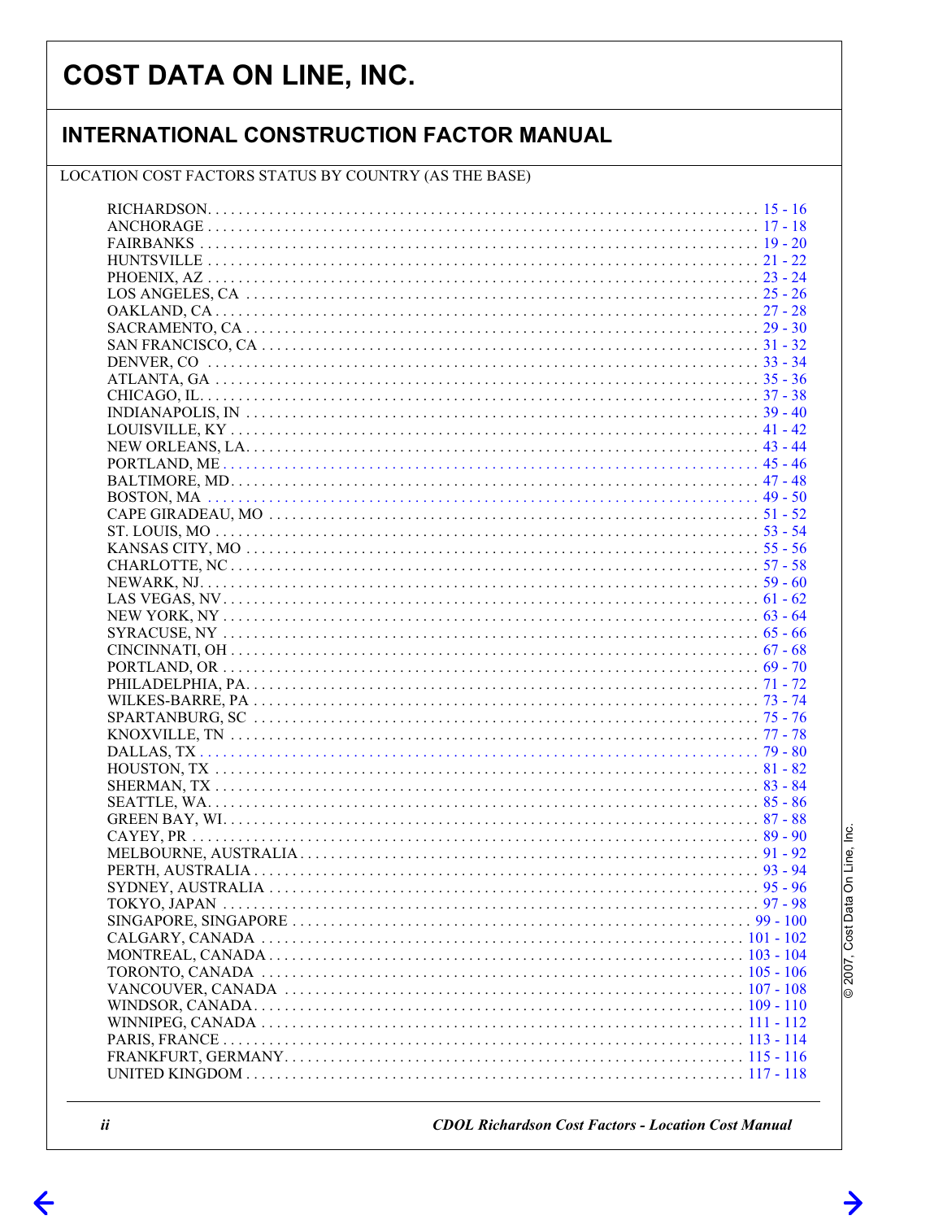# COST DATA ON LINE, INC.

## INTERNATIONAL CONSTRUCTION FACTOR MANUAL

LOCATION COST FACTORS STATUS BY COUNTRY (AS THE BASE)

| Location | Pages |
|---|---|
| RICHARDSON | 15 - 16 |
| ANCHORAGE | 17 - 18 |
| FAIRBANKS | 19 - 20 |
| HUNTSVILLE | 21 - 22 |
| PHOENIX, AZ | 23 - 24 |
| LOS ANGELES, CA | 25 - 26 |
| OAKLAND, CA | 27 - 28 |
| SACRAMENTO, CA | 29 - 30 |
| SAN FRANCISCO, CA | 31 - 32 |
| DENVER, CO | 33 - 34 |
| ATLANTA, GA | 35 - 36 |
| CHICAGO, IL | 37 - 38 |
| INDIANAPOLIS, IN | 39 - 40 |
| LOUISVILLE, KY | 41 - 42 |
| NEW ORLEANS, LA | 43 - 44 |
| PORTLAND, ME | 45 - 46 |
| BALTIMORE, MD | 47 - 48 |
| BOSTON, MA | 49 - 50 |
| CAPE GIRADEAU, MO | 51 - 52 |
| ST. LOUIS, MO | 53 - 54 |
| KANSAS CITY, MO | 55 - 56 |
| CHARLOTTE, NC | 57 - 58 |
| NEWARK, NJ | 59 - 60 |
| LAS VEGAS, NV | 61 - 62 |
| NEW YORK, NY | 63 - 64 |
| SYRACUSE, NY | 65 - 66 |
| CINCINNATI, OH | 67 - 68 |
| PORTLAND, OR | 69 - 70 |
| PHILADELPHIA, PA | 71 - 72 |
| WILKES-BARRE, PA | 73 - 74 |
| SPARTANBURG, SC | 75 - 76 |
| KNOXVILLE, TN | 77 - 78 |
| DALLAS, TX | 79 - 80 |
| HOUSTON, TX | 81 - 82 |
| SHERMAN, TX | 83 - 84 |
| SEATTLE, WA | 85 - 86 |
| GREEN BAY, WI | 87 - 88 |
| CAYEY, PR | 89 - 90 |
| MELBOURNE, AUSTRALIA | 91 - 92 |
| PERTH, AUSTRALIA | 93 - 94 |
| SYDNEY, AUSTRALIA | 95 - 96 |
| TOKYO, JAPAN | 97 - 98 |
| SINGAPORE, SINGAPORE | 99 - 100 |
| CALGARY, CANADA | 101 - 102 |
| MONTREAL, CANADA | 103 - 104 |
| TORONTO, CANADA | 105 - 106 |
| VANCOUVER, CANADA | 107 - 108 |
| WINDSOR, CANADA | 109 - 110 |
| WINNIPEG, CANADA | 111 - 112 |
| PARIS, FRANCE | 113 - 114 |
| FRANKFURT, GERMANY | 115 - 116 |
| UNITED KINGDOM | 117 - 118 |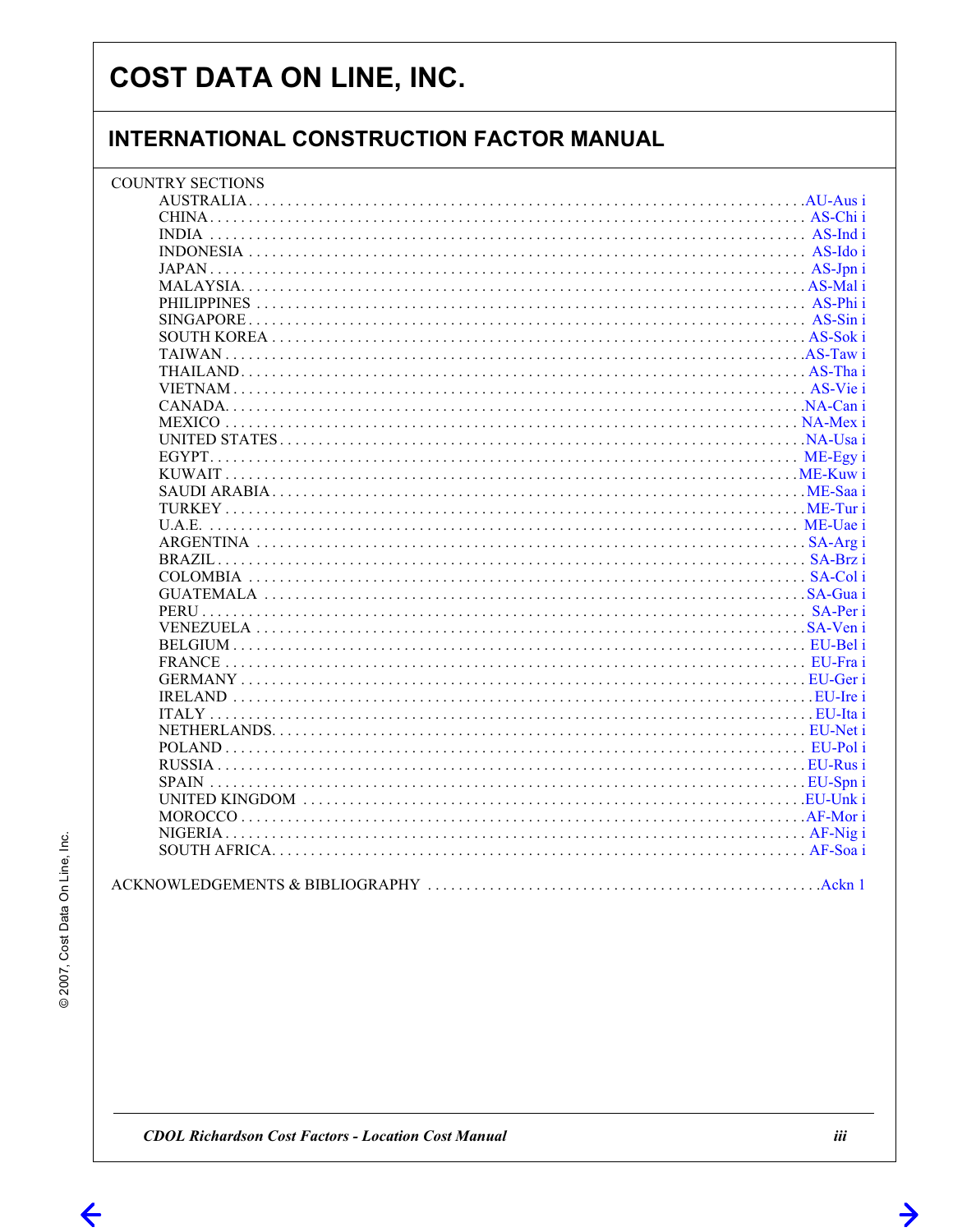# COST DATA ON LINE, INC.

## INTERNATIONAL CONSTRUCTION FACTOR MANUAL

COUNTRY SECTIONS

| Country | Section |
|---|---|
| AUSTRALIA | AU-Aus i |
| CHINA | AS-Chi i |
| INDIA | AS-Ind i |
| INDONESIA | AS-Ido i |
| JAPAN | AS-Jpn i |
| MALAYSIA | AS-Mal i |
| PHILIPPINES | AS-Phi i |
| SINGAPORE | AS-Sin i |
| SOUTH KOREA | AS-Sok i |
| TAIWAN | AS-Taw i |
| THAILAND | AS-Tha i |
| VIETNAM | AS-Vie i |
| CANADA | NA-Can i |
| MEXICO | NA-Mex i |
| UNITED STATES | NA-Usa i |
| EGYPT | ME-Egy i |
| KUWAIT | ME-Kuw i |
| SAUDI ARABIA | ME-Saa i |
| TURKEY | ME-Tur i |
| U.A.E. | ME-Uae i |
| ARGENTINA | SA-Arg i |
| BRAZIL | SA-Brz i |
| COLOMBIA | SA-Col i |
| GUATEMALA | SA-Gua i |
| PERU | SA-Per i |
| VENEZUELA | SA-Ven i |
| BELGIUM | EU-Bel i |
| FRANCE | EU-Fra i |
| GERMANY | EU-Ger i |
| IRELAND | EU-Ire i |
| ITALY | EU-Ita i |
| NETHERLANDS | EU-Net i |
| POLAND | EU-Pol i |
| RUSSIA | EU-Rus i |
| SPAIN | EU-Spn i |
| UNITED KINGDOM | EU-Unk i |
| MOROCCO | AF-Mor i |
| NIGERIA | AF-Nig i |
| SOUTH AFRICA | AF-Soa i |

ACKNOWLEDGEMENTS & BIBLIOGRAPHY . . . . . . . . . . Ackn 1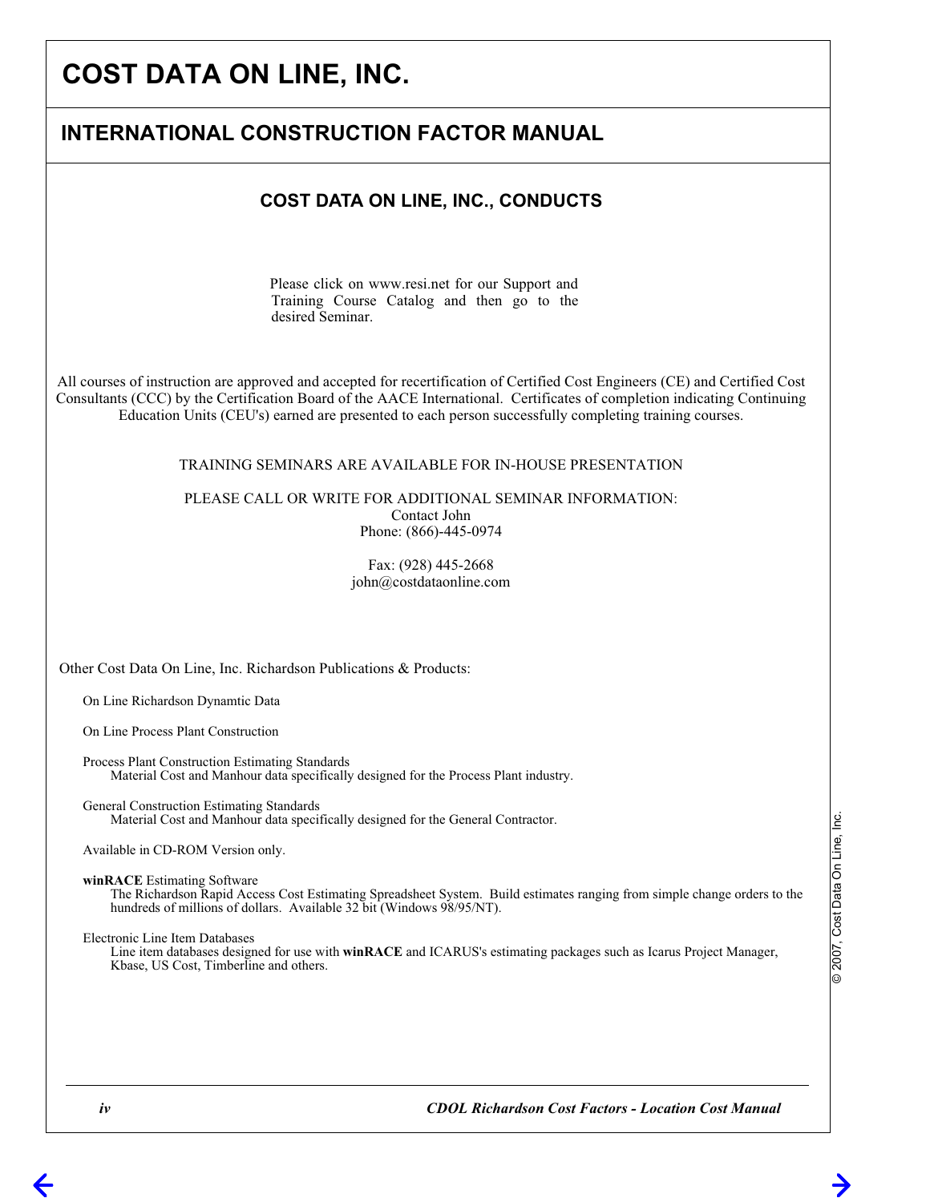# COST DATA ON LINE, INC.

## INTERNATIONAL CONSTRUCTION FACTOR MANUAL

### COST DATA ON LINE, INC., CONDUCTS

Please click on www.resi.net for our Support and Training Course Catalog and then go to the desired Seminar.

All courses of instruction are approved and accepted for recertification of Certified Cost Engineers (CE) and Certified Cost Consultants (CCC) by the Certification Board of the AACE International. Certificates of completion indicating Continuing Education Units (CEU's) earned are presented to each person successfully completing training courses.

TRAINING SEMINARS ARE AVAILABLE FOR IN-HOUSE PRESENTATION

PLEASE CALL OR WRITE FOR ADDITIONAL SEMINAR INFORMATION:
Contact John
Phone: (866)-445-0974

Fax: (928) 445-2668
john@costdataonline.com

Other Cost Data On Line, Inc. Richardson Publications & Products:

On Line Richardson Dynamtic Data

On Line Process Plant Construction

Process Plant Construction Estimating Standards
Material Cost and Manhour data specifically designed for the Process Plant industry.

General Construction Estimating Standards
Material Cost and Manhour data specifically designed for the General Contractor.

Available in CD-ROM Version only.

**winRACE** Estimating Software
The Richardson Rapid Access Cost Estimating Spreadsheet System. Build estimates ranging from simple change orders to the hundreds of millions of dollars. Available 32 bit (Windows 98/95/NT).

Electronic Line Item Databases
Line item databases designed for use with **winRACE** and ICARUS's estimating packages such as Icarus Project Manager, Kbase, US Cost, Timberline and others.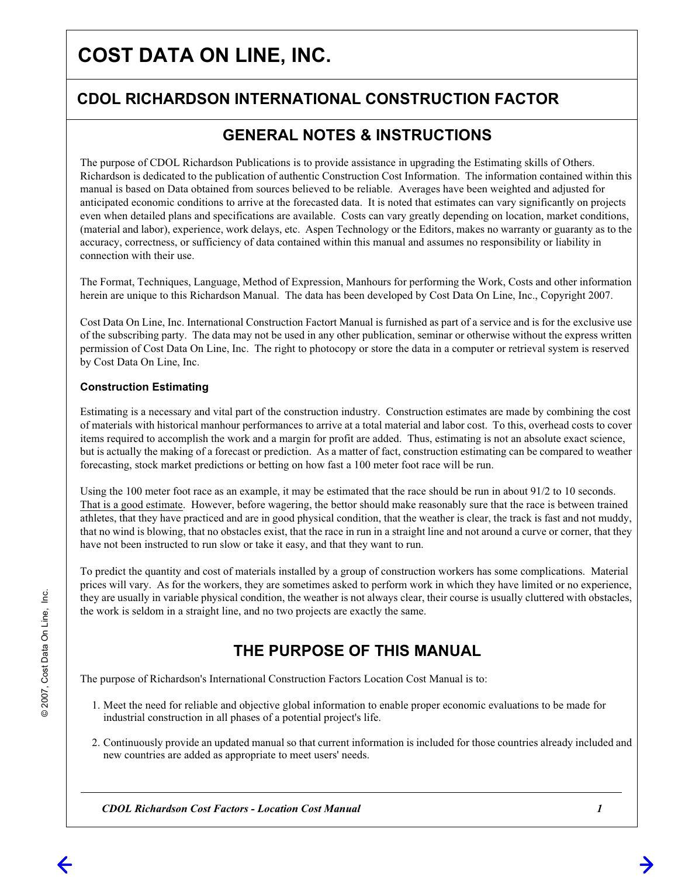# COST DATA ON LINE, INC.

## CDOL RICHARDSON INTERNATIONAL CONSTRUCTION FACTOR

## GENERAL NOTES & INSTRUCTIONS

The purpose of CDOL Richardson Publications is to provide assistance in upgrading the Estimating skills of Others. Richardson is dedicated to the publication of authentic Construction Cost Information. The information contained within this manual is based on Data obtained from sources believed to be reliable. Averages have been weighted and adjusted for anticipated economic conditions to arrive at the forecasted data. It is noted that estimates can vary significantly on projects even when detailed plans and specifications are available. Costs can vary greatly depending on location, market conditions, (material and labor), experience, work delays, etc. Aspen Technology or the Editors, makes no warranty or guaranty as to the accuracy, correctness, or sufficiency of data contained within this manual and assumes no responsibility or liability in connection with their use.

The Format, Techniques, Language, Method of Expression, Manhours for performing the Work, Costs and other information herein are unique to this Richardson Manual. The data has been developed by Cost Data On Line, Inc., Copyright 2007.

Cost Data On Line, Inc. International Construction Factort Manual is furnished as part of a service and is for the exclusive use of the subscribing party. The data may not be used in any other publication, seminar or otherwise without the express written permission of Cost Data On Line, Inc. The right to photocopy or store the data in a computer or retrieval system is reserved by Cost Data On Line, Inc.

### Construction Estimating

Estimating is a necessary and vital part of the construction industry. Construction estimates are made by combining the cost of materials with historical manhour performances to arrive at a total material and labor cost. To this, overhead costs to cover items required to accomplish the work and a margin for profit are added. Thus, estimating is not an absolute exact science, but is actually the making of a forecast or prediction. As a matter of fact, construction estimating can be compared to weather forecasting, stock market predictions or betting on how fast a 100 meter foot race will be run.

Using the 100 meter foot race as an example, it may be estimated that the race should be run in about 91/2 to 10 seconds. That is a good estimate. However, before wagering, the bettor should make reasonably sure that the race is between trained athletes, that they have practiced and are in good physical condition, that the weather is clear, the track is fast and not muddy, that no wind is blowing, that no obstacles exist, that the race in run in a straight line and not around a curve or corner, that they have not been instructed to run slow or take it easy, and that they want to run.

To predict the quantity and cost of materials installed by a group of construction workers has some complications. Material prices will vary. As for the workers, they are sometimes asked to perform work in which they have limited or no experience, they are usually in variable physical condition, the weather is not always clear, their course is usually cluttered with obstacles, the work is seldom in a straight line, and no two projects are exactly the same.

## THE PURPOSE OF THIS MANUAL

The purpose of Richardson's International Construction Factors Location Cost Manual is to:

1. Meet the need for reliable and objective global information to enable proper economic evaluations to be made for industrial construction in all phases of a potential project's life.
2. Continuously provide an updated manual so that current information is included for those countries already included and new countries are added as appropriate to meet users' needs.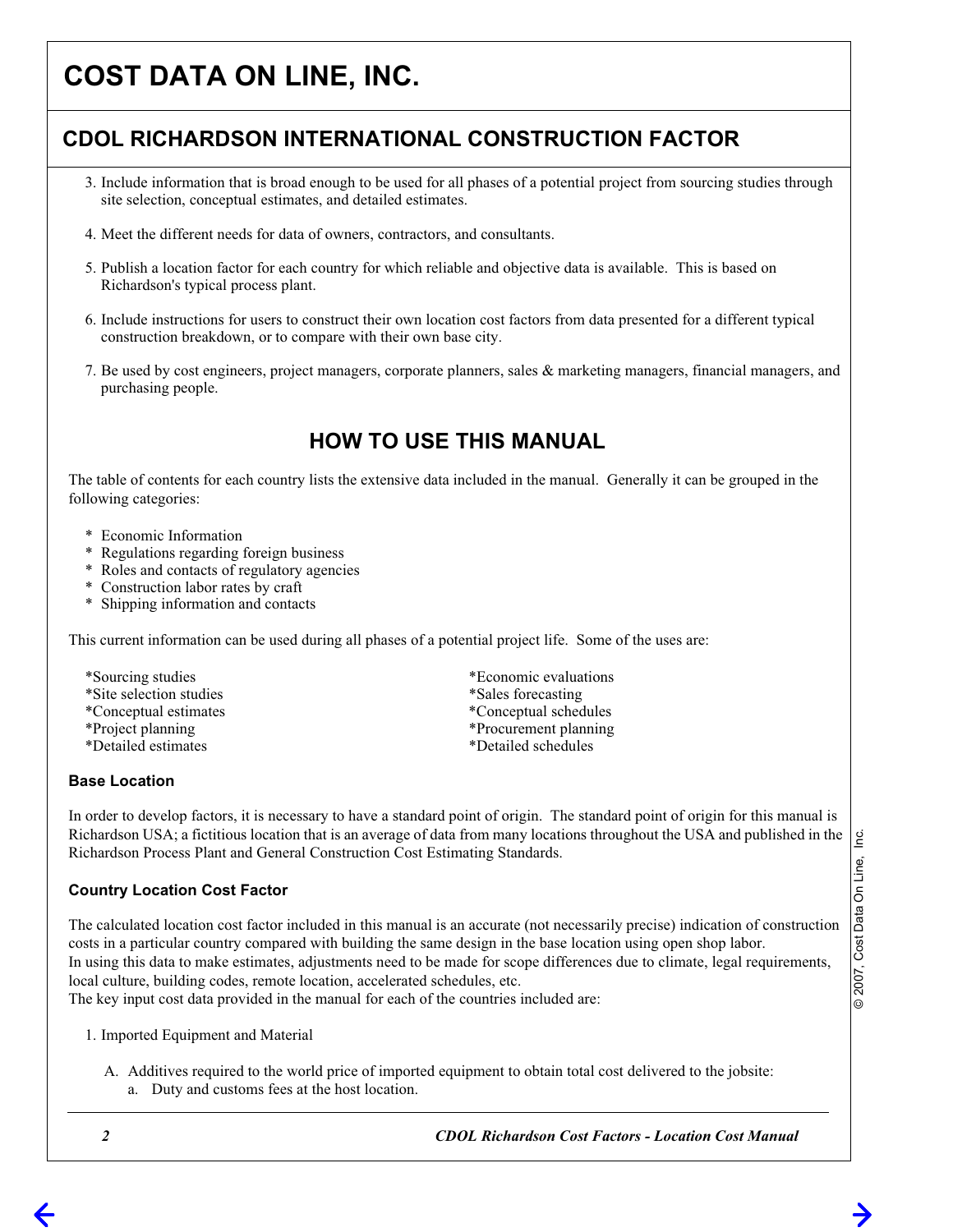# COST DATA ON LINE, INC.

## CDOL RICHARDSON INTERNATIONAL CONSTRUCTION FACTOR

3. Include information that is broad enough to be used for all phases of a potential project from sourcing studies through site selection, conceptual estimates, and detailed estimates.

4. Meet the different needs for data of owners, contractors, and consultants.

5. Publish a location factor for each country for which reliable and objective data is available. This is based on Richardson's typical process plant.

6. Include instructions for users to construct their own location cost factors from data presented for a different typical construction breakdown, or to compare with their own base city.

7. Be used by cost engineers, project managers, corporate planners, sales & marketing managers, financial managers, and purchasing people.

## HOW TO USE THIS MANUAL

The table of contents for each country lists the extensive data included in the manual. Generally it can be grouped in the following categories:

* Economic Information
* Regulations regarding foreign business
* Roles and contacts of regulatory agencies
* Construction labor rates by craft
* Shipping information and contacts

This current information can be used during all phases of a potential project life. Some of the uses are:

*Sourcing studies
*Site selection studies
*Conceptual estimates
*Project planning
*Detailed estimates
*Economic evaluations
*Sales forecasting
*Conceptual schedules
*Procurement planning
*Detailed schedules

### Base Location

In order to develop factors, it is necessary to have a standard point of origin. The standard point of origin for this manual is Richardson USA; a fictitious location that is an average of data from many locations throughout the USA and published in the Richardson Process Plant and General Construction Cost Estimating Standards.

### Country Location Cost Factor

The calculated location cost factor included in this manual is an accurate (not necessarily precise) indication of construction costs in a particular country compared with building the same design in the base location using open shop labor.
In using this data to make estimates, adjustments need to be made for scope differences due to climate, legal requirements, local culture, building codes, remote location, accelerated schedules, etc.
The key input cost data provided in the manual for each of the countries included are:

1. Imported Equipment and Material

   A. Additives required to the world price of imported equipment to obtain total cost delivered to the jobsite:
      a. Duty and customs fees at the host location.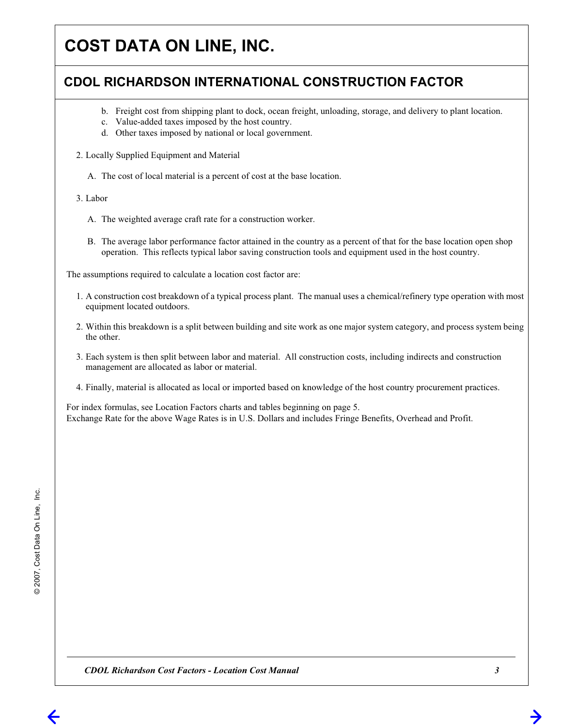# COST DATA ON LINE, INC.

## CDOL RICHARDSON INTERNATIONAL CONSTRUCTION FACTOR

b. Freight cost from shipping plant to dock, ocean freight, unloading, storage, and delivery to plant location.
c. Value-added taxes imposed by the host country.
d. Other taxes imposed by national or local government.

2. Locally Supplied Equipment and Material

   A. The cost of local material is a percent of cost at the base location.

3. Labor

   A. The weighted average craft rate for a construction worker.

   B. The average labor performance factor attained in the country as a percent of that for the base location open shop operation. This reflects typical labor saving construction tools and equipment used in the host country.

The assumptions required to calculate a location cost factor are:

1. A construction cost breakdown of a typical process plant. The manual uses a chemical/refinery type operation with most equipment located outdoors.

2. Within this breakdown is a split between building and site work as one major system category, and process system being the other.

3. Each system is then split between labor and material. All construction costs, including indirects and construction management are allocated as labor or material.

4. Finally, material is allocated as local or imported based on knowledge of the host country procurement practices.

For index formulas, see Location Factors charts and tables beginning on page 5.
Exchange Rate for the above Wage Rates is in U.S. Dollars and includes Fringe Benefits, Overhead and Profit.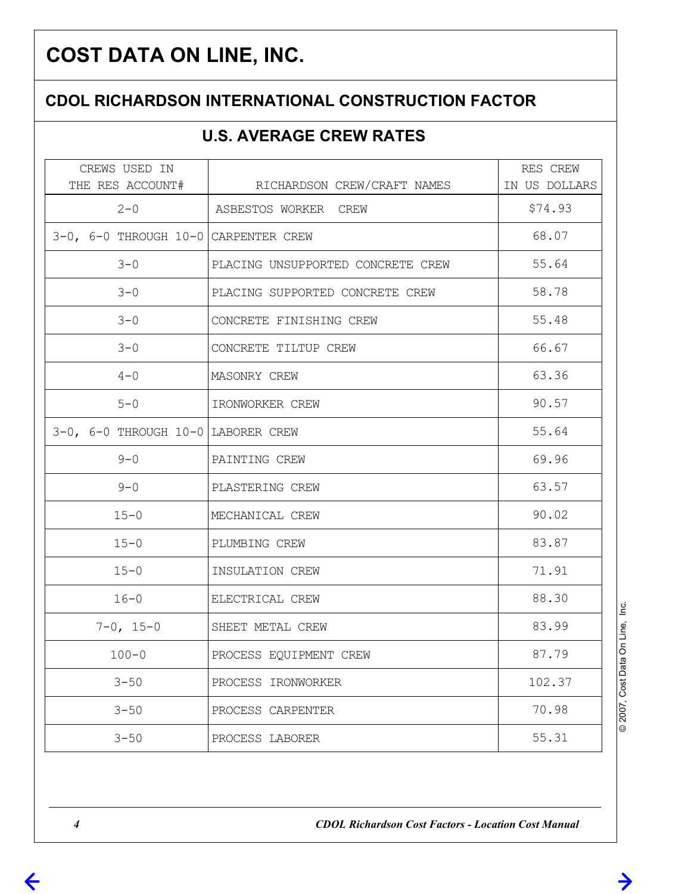# COST DATA ON LINE, INC.

## CDOL RICHARDSON INTERNATIONAL CONSTRUCTION FACTOR

### U.S. AVERAGE CREW RATES

| CREWS USED IN THE RES ACCOUNT# | RICHARDSON CREW/CRAFT NAMES | RES CREW IN US DOLLARS |
|---|---|---|
| 2-0 | ASBESTOS WORKER CREW | $74.93 |
| 3-0, 6-0 THROUGH 10-0 | CARPENTER CREW | 68.07 |
| 3-0 | PLACING UNSUPPORTED CONCRETE CREW | 55.64 |
| 3-0 | PLACING SUPPORTED CONCRETE CREW | 58.78 |
| 3-0 | CONCRETE FINISHING CREW | 55.48 |
| 3-0 | CONCRETE TILTUP CREW | 66.67 |
| 4-0 | MASONRY CREW | 63.36 |
| 5-0 | IRONWORKER CREW | 90.57 |
| 3-0, 6-0 THROUGH 10-0 | LABORER CREW | 55.64 |
| 9-0 | PAINTING CREW | 69.96 |
| 9-0 | PLASTERING CREW | 63.57 |
| 15-0 | MECHANICAL CREW | 90.02 |
| 15-0 | PLUMBING CREW | 83.87 |
| 15-0 | INSULATION CREW | 71.91 |
| 16-0 | ELECTRICAL CREW | 88.30 |
| 7-0, 15-0 | SHEET METAL CREW | 83.99 |
| 100-0 | PROCESS EQUIPMENT CREW | 87.79 |
| 3-50 | PROCESS IRONWORKER | 102.37 |
| 3-50 | PROCESS CARPENTER | 70.98 |
| 3-50 | PROCESS LABORER | 55.31 |

© 2007, Cost Data On Line, Inc.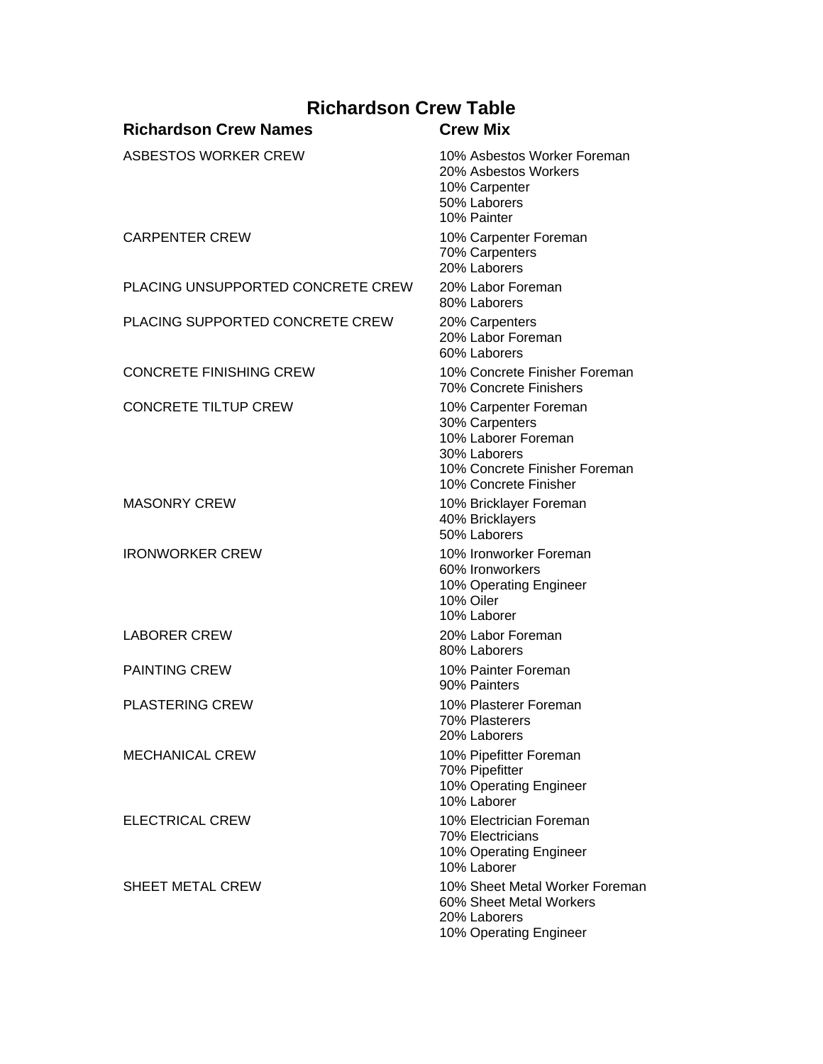# Richardson Crew Table

| Richardson Crew Names | Crew Mix |
|---|---|
| ASBESTOS WORKER CREW | 10% Asbestos Worker Foreman<br>20% Asbestos Workers<br>10% Carpenter<br>50% Laborers<br>10% Painter |
| CARPENTER CREW | 10% Carpenter Foreman<br>70% Carpenters<br>20% Laborers |
| PLACING UNSUPPORTED CONCRETE CREW | 20% Labor Foreman<br>80% Laborers |
| PLACING SUPPORTED CONCRETE CREW | 20% Carpenters<br>20% Labor Foreman<br>60% Laborers |
| CONCRETE FINISHING CREW | 10% Concrete Finisher Foreman<br>70% Concrete Finishers |
| CONCRETE TILTUP CREW | 10% Carpenter Foreman<br>30% Carpenters<br>10% Laborer Foreman<br>30% Laborers<br>10% Concrete Finisher Foreman<br>10% Concrete Finisher |
| MASONRY CREW | 10% Bricklayer Foreman<br>40% Bricklayers<br>50% Laborers |
| IRONWORKER CREW | 10% Ironworker Foreman<br>60% Ironworkers<br>10% Operating Engineer<br>10% Oiler<br>10% Laborer |
| LABORER CREW | 20% Labor Foreman<br>80% Laborers |
| PAINTING CREW | 10% Painter Foreman<br>90% Painters |
| PLASTERING CREW | 10% Plasterer Foreman<br>70% Plasterers<br>20% Laborers |
| MECHANICAL CREW | 10% Pipefitter Foreman<br>70% Pipefitter<br>10% Operating Engineer<br>10% Laborer |
| ELECTRICAL CREW | 10% Electrician Foreman<br>70% Electricians<br>10% Operating Engineer<br>10% Laborer |
| SHEET METAL CREW | 10% Sheet Metal Worker Foreman<br>60% Sheet Metal Workers<br>20% Laborers<br>10% Operating Engineer |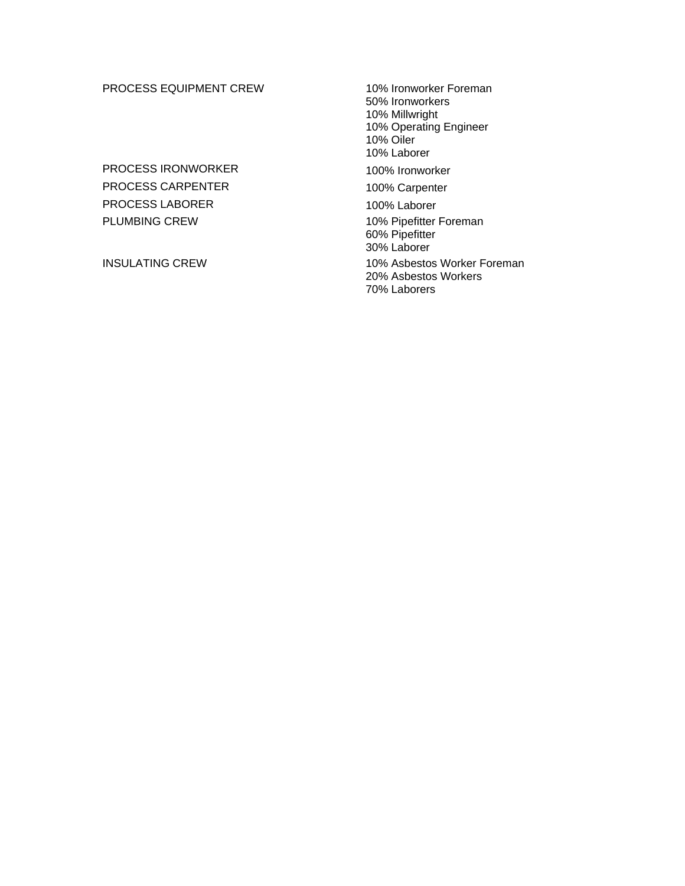| | |
|---|---|
| PROCESS EQUIPMENT CREW | 10% Ironworker Foreman<br>50% Ironworkers<br>10% Millwright<br>10% Operating Engineer<br>10% Oiler<br>10% Laborer |
| PROCESS IRONWORKER | 100% Ironworker |
| PROCESS CARPENTER | 100% Carpenter |
| PROCESS LABORER | 100% Laborer |
| PLUMBING CREW | 10% Pipefitter Foreman<br>60% Pipefitter<br>30% Laborer |
| INSULATING CREW | 10% Asbestos Worker Foreman<br>20% Asbestos Workers<br>70% Laborers |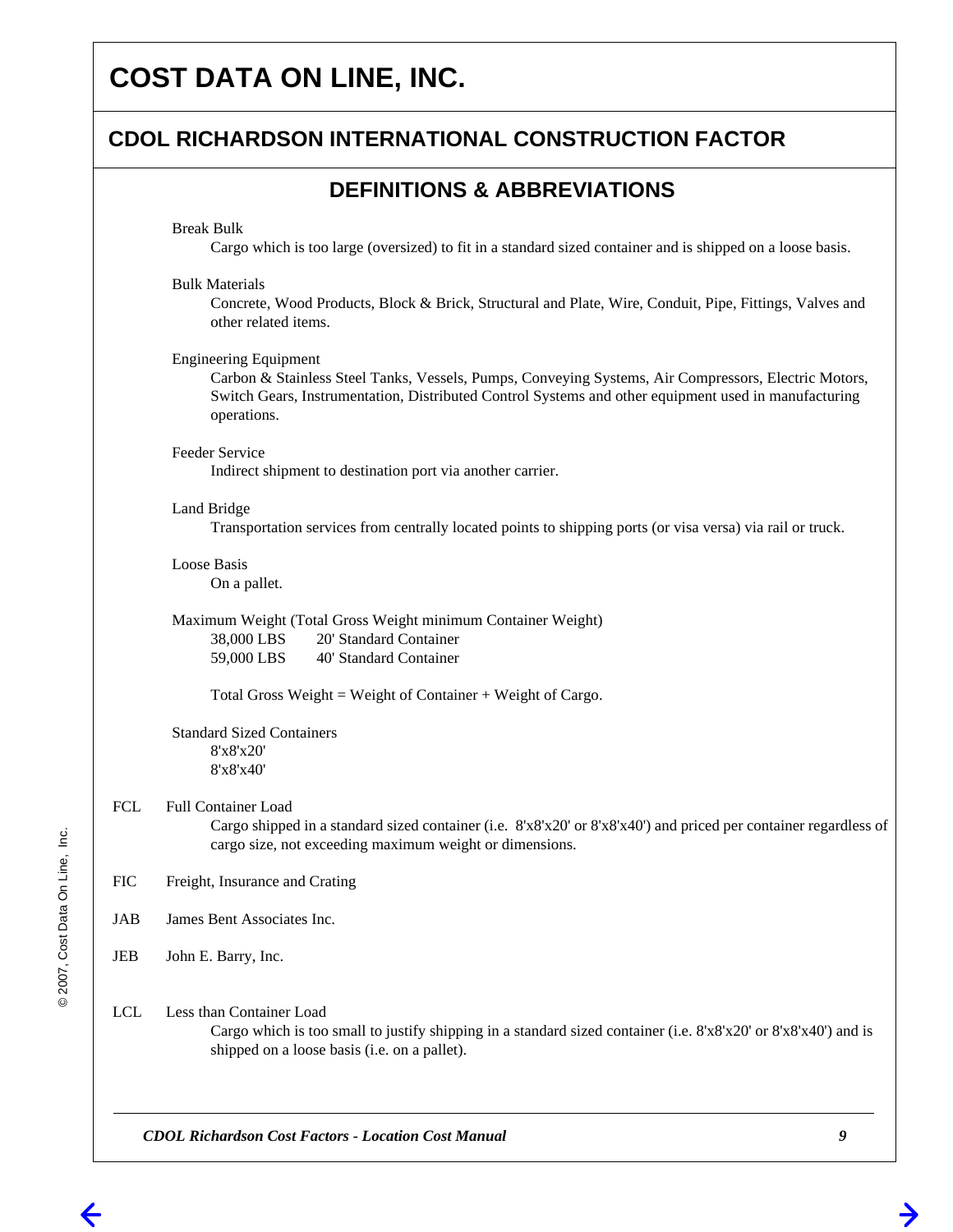# COST DATA ON LINE, INC.

## CDOL RICHARDSON INTERNATIONAL CONSTRUCTION FACTOR

### DEFINITIONS & ABBREVIATIONS

Break Bulk

Cargo which is too large (oversized) to fit in a standard sized container and is shipped on a loose basis.

Bulk Materials

Concrete, Wood Products, Block & Brick, Structural and Plate, Wire, Conduit, Pipe, Fittings, Valves and other related items.

Engineering Equipment

Carbon & Stainless Steel Tanks, Vessels, Pumps, Conveying Systems, Air Compressors, Electric Motors, Switch Gears, Instrumentation, Distributed Control Systems and other equipment used in manufacturing operations.

Feeder Service

Indirect shipment to destination port via another carrier.

Land Bridge

Transportation services from centrally located points to shipping ports (or visa versa) via rail or truck.

Loose Basis

On a pallet.

Maximum Weight (Total Gross Weight minimum Container Weight)

38,000 LBS    20' Standard Container
59,000 LBS    40' Standard Container

Total Gross Weight = Weight of Container + Weight of Cargo.

Standard Sized Containers

8'x8'x20'
8'x8'x40'

FCL    Full Container Load

Cargo shipped in a standard sized container (i.e. 8'x8'x20' or 8'x8'x40') and priced per container regardless of cargo size, not exceeding maximum weight or dimensions.

FIC    Freight, Insurance and Crating

JAB    James Bent Associates Inc.

JEB    John E. Barry, Inc.

LCL    Less than Container Load

Cargo which is too small to justify shipping in a standard sized container (i.e. 8'x8'x20' or 8'x8'x40') and is shipped on a loose basis (i.e. on a pallet).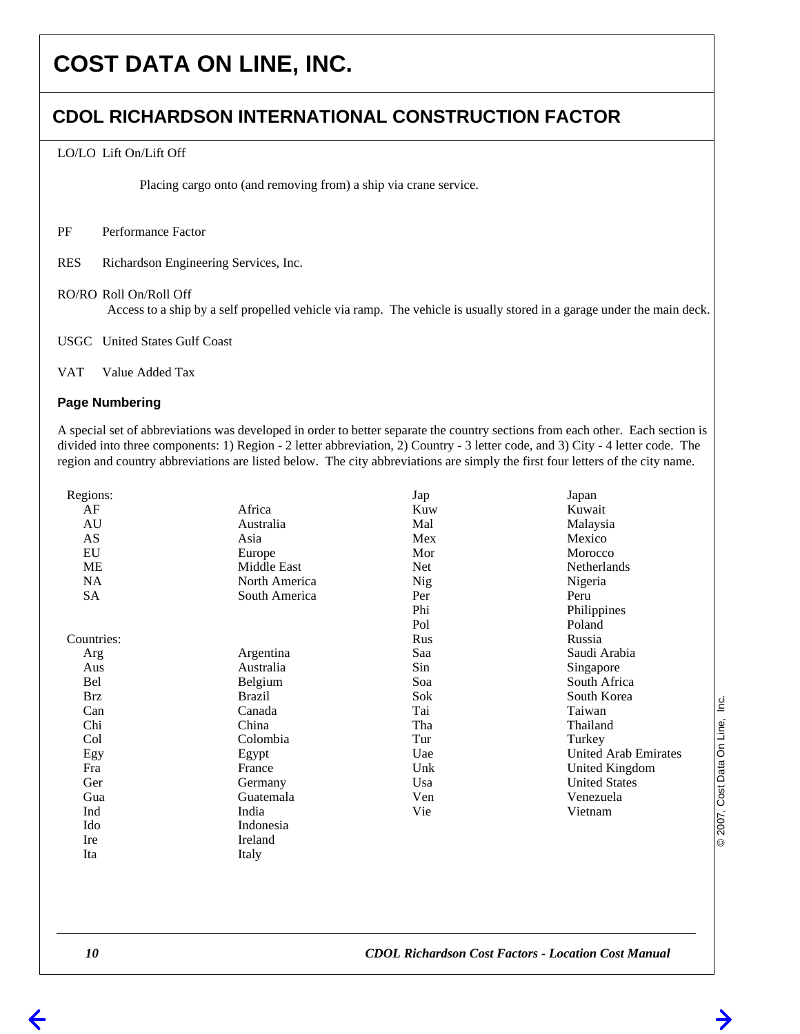# COST DATA ON LINE, INC.

## CDOL RICHARDSON INTERNATIONAL CONSTRUCTION FACTOR

LO/LO Lift On/Lift Off

Placing cargo onto (and removing from) a ship via crane service.

PF Performance Factor

RES Richardson Engineering Services, Inc.

RO/RO Roll On/Roll Off

Access to a ship by a self propelled vehicle via ramp. The vehicle is usually stored in a garage under the main deck.

USGC United States Gulf Coast

VAT Value Added Tax

### Page Numbering

A special set of abbreviations was developed in order to better separate the country sections from each other. Each section is divided into three components: 1) Region - 2 letter abbreviation, 2) Country - 3 letter code, and 3) City - 4 letter code. The region and country abbreviations are listed below. The city abbreviations are simply the first four letters of the city name.

Regions:

| Code | Region |
|---|---|
| AF | Africa |
| AU | Australia |
| AS | Asia |
| EU | Europe |
| ME | Middle East |
| NA | North America |
| SA | South America |

Countries:

| Code | Country |
|---|---|
| Arg | Argentina |
| Aus | Australia |
| Bel | Belgium |
| Brz | Brazil |
| Can | Canada |
| Chi | China |
| Col | Colombia |
| Egy | Egypt |
| Fra | France |
| Ger | Germany |
| Gua | Guatemala |
| Ind | India |
| Ido | Indonesia |
| Ire | Ireland |
| Ita | Italy |
| Jap | Japan |
| Kuw | Kuwait |
| Mal | Malaysia |
| Mex | Mexico |
| Mor | Morocco |
| Net | Netherlands |
| Nig | Nigeria |
| Per | Peru |
| Phi | Philippines |
| Pol | Poland |
| Rus | Russia |
| Saa | Saudi Arabia |
| Sin | Singapore |
| Soa | South Africa |
| Sok | South Korea |
| Tai | Taiwan |
| Tha | Thailand |
| Tur | Turkey |
| Uae | United Arab Emirates |
| Unk | United Kingdom |
| Usa | United States |
| Ven | Venezuela |
| Vie | Vietnam |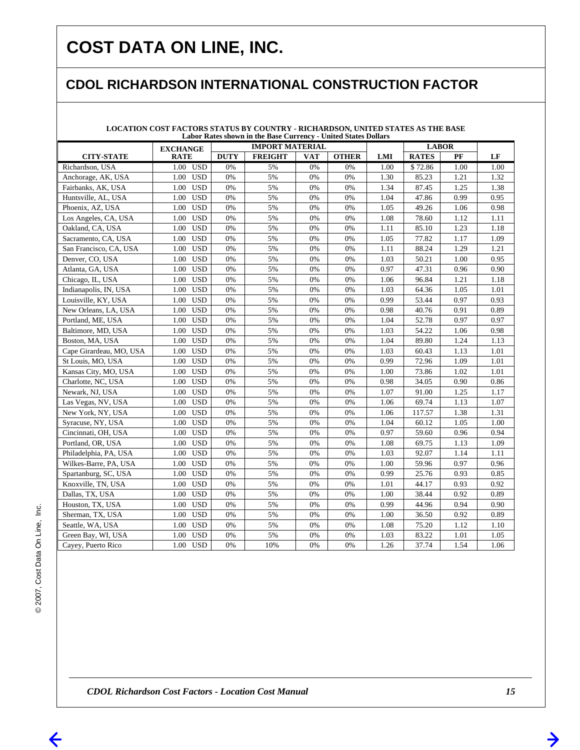# COST DATA ON LINE, INC.

## CDOL RICHARDSON INTERNATIONAL CONSTRUCTION FACTOR

**LOCATION COST FACTORS STATUS BY COUNTRY - RICHARDSON, UNITED STATES AS THE BASE**
**Labor Rates shown in the Base Currency - United States Dollars**

| | EXCHANGE | | IMPORT MATERIAL | | | | | LABOR | | |
|---|---|---|---|---|---|---|---|---|---|---|
| CITY-STATE | RATE | | DUTY | FREIGHT | VAT | OTHER | LMI | RATES | PF | LF |
| Richardson, USA | 1.00 | USD | 0% | 5% | 0% | 0% | 1.00 | $ 72.86 | 1.00 | 1.00 |
| Anchorage, AK, USA | 1.00 | USD | 0% | 5% | 0% | 0% | 1.30 | 85.23 | 1.21 | 1.32 |
| Fairbanks, AK, USA | 1.00 | USD | 0% | 5% | 0% | 0% | 1.34 | 87.45 | 1.25 | 1.38 |
| Huntsville, AL, USA | 1.00 | USD | 0% | 5% | 0% | 0% | 1.04 | 47.86 | 0.99 | 0.95 |
| Phoenix, AZ, USA | 1.00 | USD | 0% | 5% | 0% | 0% | 1.05 | 49.26 | 1.06 | 0.98 |
| Los Angeles, CA, USA | 1.00 | USD | 0% | 5% | 0% | 0% | 1.08 | 78.60 | 1.12 | 1.11 |
| Oakland, CA, USA | 1.00 | USD | 0% | 5% | 0% | 0% | 1.11 | 85.10 | 1.23 | 1.18 |
| Sacramento, CA, USA | 1.00 | USD | 0% | 5% | 0% | 0% | 1.05 | 77.82 | 1.17 | 1.09 |
| San Francisco, CA, USA | 1.00 | USD | 0% | 5% | 0% | 0% | 1.11 | 88.24 | 1.29 | 1.21 |
| Denver, CO, USA | 1.00 | USD | 0% | 5% | 0% | 0% | 1.03 | 50.21 | 1.00 | 0.95 |
| Atlanta, GA, USA | 1.00 | USD | 0% | 5% | 0% | 0% | 0.97 | 47.31 | 0.96 | 0.90 |
| Chicago, IL, USA | 1.00 | USD | 0% | 5% | 0% | 0% | 1.06 | 96.84 | 1.21 | 1.18 |
| Indianapolis, IN, USA | 1.00 | USD | 0% | 5% | 0% | 0% | 1.03 | 64.36 | 1.05 | 1.01 |
| Louisville, KY, USA | 1.00 | USD | 0% | 5% | 0% | 0% | 0.99 | 53.44 | 0.97 | 0.93 |
| New Orleans, LA, USA | 1.00 | USD | 0% | 5% | 0% | 0% | 0.98 | 40.76 | 0.91 | 0.89 |
| Portland, ME, USA | 1.00 | USD | 0% | 5% | 0% | 0% | 1.04 | 52.78 | 0.97 | 0.97 |
| Baltimore, MD, USA | 1.00 | USD | 0% | 5% | 0% | 0% | 1.03 | 54.22 | 1.06 | 0.98 |
| Boston, MA, USA | 1.00 | USD | 0% | 5% | 0% | 0% | 1.04 | 89.80 | 1.24 | 1.13 |
| Cape Girardeau, MO, USA | 1.00 | USD | 0% | 5% | 0% | 0% | 1.03 | 60.43 | 1.13 | 1.01 |
| St Louis, MO, USA | 1.00 | USD | 0% | 5% | 0% | 0% | 0.99 | 72.96 | 1.09 | 1.01 |
| Kansas City, MO, USA | 1.00 | USD | 0% | 5% | 0% | 0% | 1.00 | 73.86 | 1.02 | 1.01 |
| Charlotte, NC, USA | 1.00 | USD | 0% | 5% | 0% | 0% | 0.98 | 34.05 | 0.90 | 0.86 |
| Newark, NJ, USA | 1.00 | USD | 0% | 5% | 0% | 0% | 1.07 | 91.00 | 1.25 | 1.17 |
| Las Vegas, NV, USA | 1.00 | USD | 0% | 5% | 0% | 0% | 1.06 | 69.74 | 1.13 | 1.07 |
| New York, NY, USA | 1.00 | USD | 0% | 5% | 0% | 0% | 1.06 | 117.57 | 1.38 | 1.31 |
| Syracuse, NY, USA | 1.00 | USD | 0% | 5% | 0% | 0% | 1.04 | 60.12 | 1.05 | 1.00 |
| Cincinnati, OH, USA | 1.00 | USD | 0% | 5% | 0% | 0% | 0.97 | 59.60 | 0.96 | 0.94 |
| Portland, OR, USA | 1.00 | USD | 0% | 5% | 0% | 0% | 1.08 | 69.75 | 1.13 | 1.09 |
| Philadelphia, PA, USA | 1.00 | USD | 0% | 5% | 0% | 0% | 1.03 | 92.07 | 1.14 | 1.11 |
| Wilkes-Barre, PA, USA | 1.00 | USD | 0% | 5% | 0% | 0% | 1.00 | 59.96 | 0.97 | 0.96 |
| Spartanburg, SC, USA | 1.00 | USD | 0% | 5% | 0% | 0% | 0.99 | 25.76 | 0.93 | 0.85 |
| Knoxville, TN, USA | 1.00 | USD | 0% | 5% | 0% | 0% | 1.01 | 44.17 | 0.93 | 0.92 |
| Dallas, TX, USA | 1.00 | USD | 0% | 5% | 0% | 0% | 1.00 | 38.44 | 0.92 | 0.89 |
| Houston, TX, USA | 1.00 | USD | 0% | 5% | 0% | 0% | 0.99 | 44.96 | 0.94 | 0.90 |
| Sherman, TX, USA | 1.00 | USD | 0% | 5% | 0% | 0% | 1.00 | 36.50 | 0.92 | 0.89 |
| Seattle, WA, USA | 1.00 | USD | 0% | 5% | 0% | 0% | 1.08 | 75.20 | 1.12 | 1.10 |
| Green Bay, WI, USA | 1.00 | USD | 0% | 5% | 0% | 0% | 1.03 | 83.22 | 1.01 | 1.05 |
| Cayey, Puerto Rico | 1.00 | USD | 0% | 10% | 0% | 0% | 1.26 | 37.74 | 1.54 | 1.06 |

© 2007, Cost Data On Line, Inc.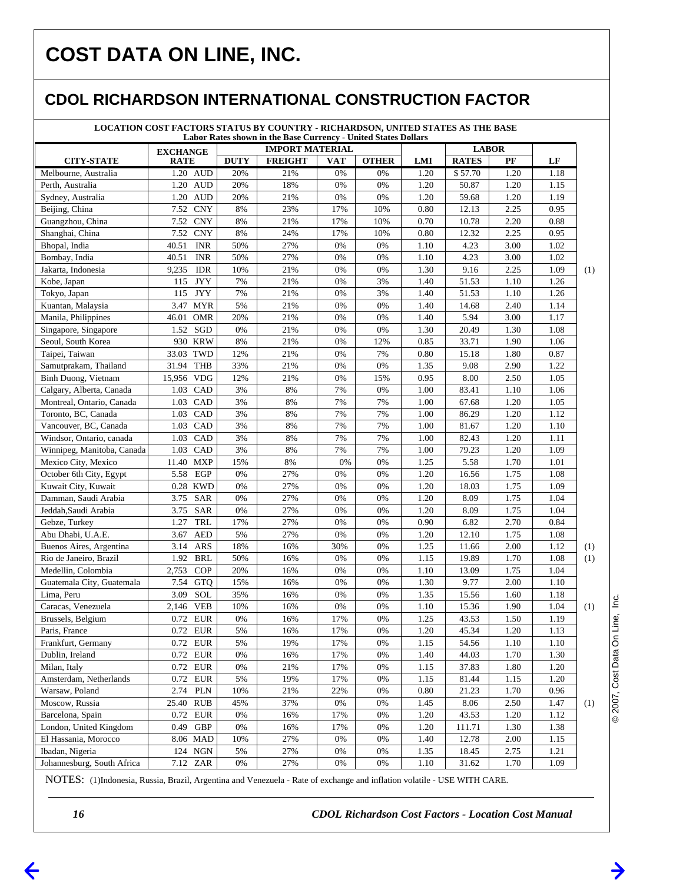# COST DATA ON LINE, INC.

## CDOL RICHARDSON INTERNATIONAL CONSTRUCTION FACTOR

**LOCATION COST FACTORS STATUS BY COUNTRY - RICHARDSON, UNITED STATES AS THE BASE**
**Labor Rates shown in the Base Currency - United States Dollars**

| CITY-STATE | EXCHANGE RATE | IMPORT MATERIAL | | | | LMI | LABOR | | LF | |
|---|---|---|---|---|---|---|---|---|---|---|
| | | DUTY | FREIGHT | VAT | OTHER | | RATES | PF | | |
| Melbourne, Australia | 1.20 AUD | 20% | 21% | 0% | 0% | 1.20 | $ 57.70 | 1.20 | 1.18 | |
| Perth, Australia | 1.20 AUD | 20% | 18% | 0% | 0% | 1.20 | 50.87 | 1.20 | 1.15 | |
| Sydney, Australia | 1.20 AUD | 20% | 21% | 0% | 0% | 1.20 | 59.68 | 1.20 | 1.19 | |
| Beijing, China | 7.52 CNY | 8% | 23% | 17% | 10% | 0.80 | 12.13 | 2.25 | 0.95 | |
| Guangzhou, China | 7.52 CNY | 8% | 21% | 17% | 10% | 0.70 | 10.78 | 2.20 | 0.88 | |
| Shanghai, China | 7.52 CNY | 8% | 24% | 17% | 10% | 0.80 | 12.32 | 2.25 | 0.95 | |
| Bhopal, India | 40.51 INR | 50% | 27% | 0% | 0% | 1.10 | 4.23 | 3.00 | 1.02 | |
| Bombay, India | 40.51 INR | 50% | 27% | 0% | 0% | 1.10 | 4.23 | 3.00 | 1.02 | |
| Jakarta, Indonesia | 9,235 IDR | 10% | 21% | 0% | 0% | 1.30 | 9.16 | 2.25 | 1.09 | (1) |
| Kobe, Japan | 115 JYY | 7% | 21% | 0% | 3% | 1.40 | 51.53 | 1.10 | 1.26 | |
| Tokyo, Japan | 115 JYY | 7% | 21% | 0% | 3% | 1.40 | 51.53 | 1.10 | 1.26 | |
| Kuantan, Malaysia | 3.47 MYR | 5% | 21% | 0% | 0% | 1.40 | 14.68 | 2.40 | 1.14 | |
| Manila, Philippines | 46.01 OMR | 20% | 21% | 0% | 0% | 1.40 | 5.94 | 3.00 | 1.17 | |
| Singapore, Singapore | 1.52 SGD | 0% | 21% | 0% | 0% | 1.30 | 20.49 | 1.30 | 1.08 | |
| Seoul, South Korea | 930 KRW | 8% | 21% | 0% | 12% | 0.85 | 33.71 | 1.90 | 1.06 | |
| Taipei, Taiwan | 33.03 TWD | 12% | 21% | 0% | 7% | 0.80 | 15.18 | 1.80 | 0.87 | |
| Samutprakam, Thailand | 31.94 THB | 33% | 21% | 0% | 0% | 1.35 | 9.08 | 2.90 | 1.22 | |
| Binh Duong, Vietnam | 15,956 VDG | 12% | 21% | 0% | 15% | 0.95 | 8.00 | 2.50 | 1.05 | |
| Calgary, Alberta, Canada | 1.03 CAD | 3% | 8% | 7% | 0% | 1.00 | 83.41 | 1.10 | 1.06 | |
| Montreal, Ontario, Canada | 1.03 CAD | 3% | 8% | 7% | 7% | 1.00 | 67.68 | 1.20 | 1.05 | |
| Toronto, BC, Canada | 1.03 CAD | 3% | 8% | 7% | 7% | 1.00 | 86.29 | 1.20 | 1.12 | |
| Vancouver, BC, Canada | 1.03 CAD | 3% | 8% | 7% | 7% | 1.00 | 81.67 | 1.20 | 1.10 | |
| Windsor, Ontario, canada | 1.03 CAD | 3% | 8% | 7% | 7% | 1.00 | 82.43 | 1.20 | 1.11 | |
| Winnipeg, Manitoba, Canada | 1.03 CAD | 3% | 8% | 7% | 7% | 1.00 | 79.23 | 1.20 | 1.09 | |
| Mexico City, Mexico | 11.40 MXP | 15% | 8% | 0% | 0% | 1.25 | 5.58 | 1.70 | 1.01 | |
| October 6th City, Egypt | 5.58 EGP | 0% | 27% | 0% | 0% | 1.20 | 16.56 | 1.75 | 1.08 | |
| Kuwait City, Kuwait | 0.28 KWD | 0% | 27% | 0% | 0% | 1.20 | 18.03 | 1.75 | 1.09 | |
| Damman, Saudi Arabia | 3.75 SAR | 0% | 27% | 0% | 0% | 1.20 | 8.09 | 1.75 | 1.04 | |
| Jeddah,Saudi Arabia | 3.75 SAR | 0% | 27% | 0% | 0% | 1.20 | 8.09 | 1.75 | 1.04 | |
| Gebze, Turkey | 1.27 TRL | 17% | 27% | 0% | 0% | 0.90 | 6.82 | 2.70 | 0.84 | |
| Abu Dhabi, U.A.E. | 3.67 AED | 5% | 27% | 0% | 0% | 1.20 | 12.10 | 1.75 | 1.08 | |
| Buenos Aires, Argentina | 3.14 ARS | 18% | 16% | 30% | 0% | 1.25 | 11.66 | 2.00 | 1.12 | (1) |
| Rio de Janeiro, Brazil | 1.92 BRL | 50% | 16% | 0% | 0% | 1.15 | 19.89 | 1.70 | 1.08 | (1) |
| Medellin, Colombia | 2,753 COP | 20% | 16% | 0% | 0% | 1.10 | 13.09 | 1.75 | 1.04 | |
| Guatemala City, Guatemala | 7.54 GTQ | 15% | 16% | 0% | 0% | 1.30 | 9.77 | 2.00 | 1.10 | |
| Lima, Peru | 3.09 SOL | 35% | 16% | 0% | 0% | 1.35 | 15.56 | 1.60 | 1.18 | |
| Caracas, Venezuela | 2,146 VEB | 10% | 16% | 0% | 0% | 1.10 | 15.36 | 1.90 | 1.04 | (1) |
| Brussels, Belgium | 0.72 EUR | 0% | 16% | 17% | 0% | 1.25 | 43.53 | 1.50 | 1.19 | |
| Paris, France | 0.72 EUR | 5% | 16% | 17% | 0% | 1.20 | 45.34 | 1.20 | 1.13 | |
| Frankfurt, Germany | 0.72 EUR | 5% | 19% | 17% | 0% | 1.15 | 54.56 | 1.10 | 1.10 | |
| Dublin, Ireland | 0.72 EUR | 0% | 16% | 17% | 0% | 1.40 | 44.03 | 1.70 | 1.30 | |
| Milan, Italy | 0.72 EUR | 0% | 21% | 17% | 0% | 1.15 | 37.83 | 1.80 | 1.20 | |
| Amsterdam, Netherlands | 0.72 EUR | 5% | 19% | 17% | 0% | 1.15 | 81.44 | 1.15 | 1.20 | |
| Warsaw, Poland | 2.74 PLN | 10% | 21% | 22% | 0% | 0.80 | 21.23 | 1.70 | 0.96 | |
| Moscow, Russia | 25.40 RUB | 45% | 37% | 0% | 0% | 1.45 | 8.06 | 2.50 | 1.47 | (1) |
| Barcelona, Spain | 0.72 EUR | 0% | 16% | 17% | 0% | 1.20 | 43.53 | 1.20 | 1.12 | |
| London, United Kingdom | 0.49 GBP | 0% | 16% | 17% | 0% | 1.20 | 111.71 | 1.30 | 1.38 | |
| El Hassania, Morocco | 8.06 MAD | 10% | 27% | 0% | 0% | 1.40 | 12.78 | 2.00 | 1.15 | |
| Ibadan, Nigeria | 124 NGN | 5% | 27% | 0% | 0% | 1.35 | 18.45 | 2.75 | 1.21 | |
| Johannesburg, South Africa | 7.12 ZAR | 0% | 27% | 0% | 0% | 1.10 | 31.62 | 1.70 | 1.09 | |

NOTES: (1)Indonesia, Russia, Brazil, Argentina and Venezuela - Rate of exchange and inflation volatile - USE WITH CARE.

© 2007, Cost Data On Line, Inc.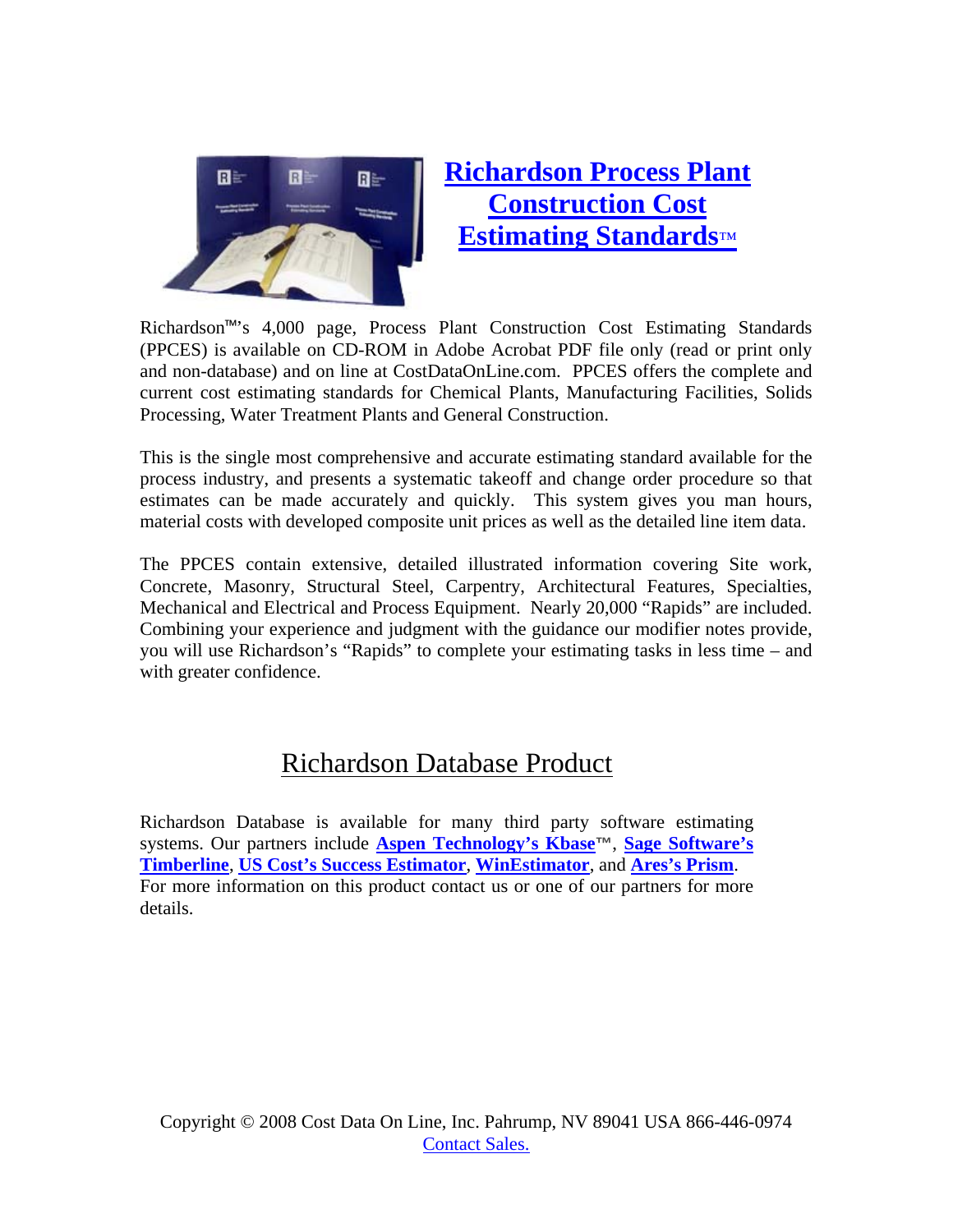# Richardson Process Plant Construction Cost Estimating Standards™

Richardson™'s 4,000 page, Process Plant Construction Cost Estimating Standards (PPCES) is available on CD-ROM in Adobe Acrobat PDF file only (read or print only and non-database) and on line at CostDataOnLine.com. PPCES offers the complete and current cost estimating standards for Chemical Plants, Manufacturing Facilities, Solids Processing, Water Treatment Plants and General Construction.

This is the single most comprehensive and accurate estimating standard available for the process industry, and presents a systematic takeoff and change order procedure so that estimates can be made accurately and quickly. This system gives you man hours, material costs with developed composite unit prices as well as the detailed line item data.

The PPCES contain extensive, detailed illustrated information covering Site work, Concrete, Masonry, Structural Steel, Carpentry, Architectural Features, Specialties, Mechanical and Electrical and Process Equipment. Nearly 20,000 "Rapids" are included. Combining your experience and judgment with the guidance our modifier notes provide, you will use Richardson's "Rapids" to complete your estimating tasks in less time – and with greater confidence.

## Richardson Database Product

Richardson Database is available for many third party software estimating systems. Our partners include **Aspen Technology's Kbase**™, **Sage Software's Timberline**, **US Cost's Success Estimator**, **WinEstimator**, and **Ares's Prism**. For more information on this product contact us or one of our partners for more details.

Copyright © 2008 Cost Data On Line, Inc. Pahrump, NV 89041 USA 866-446-0974
Contact Sales.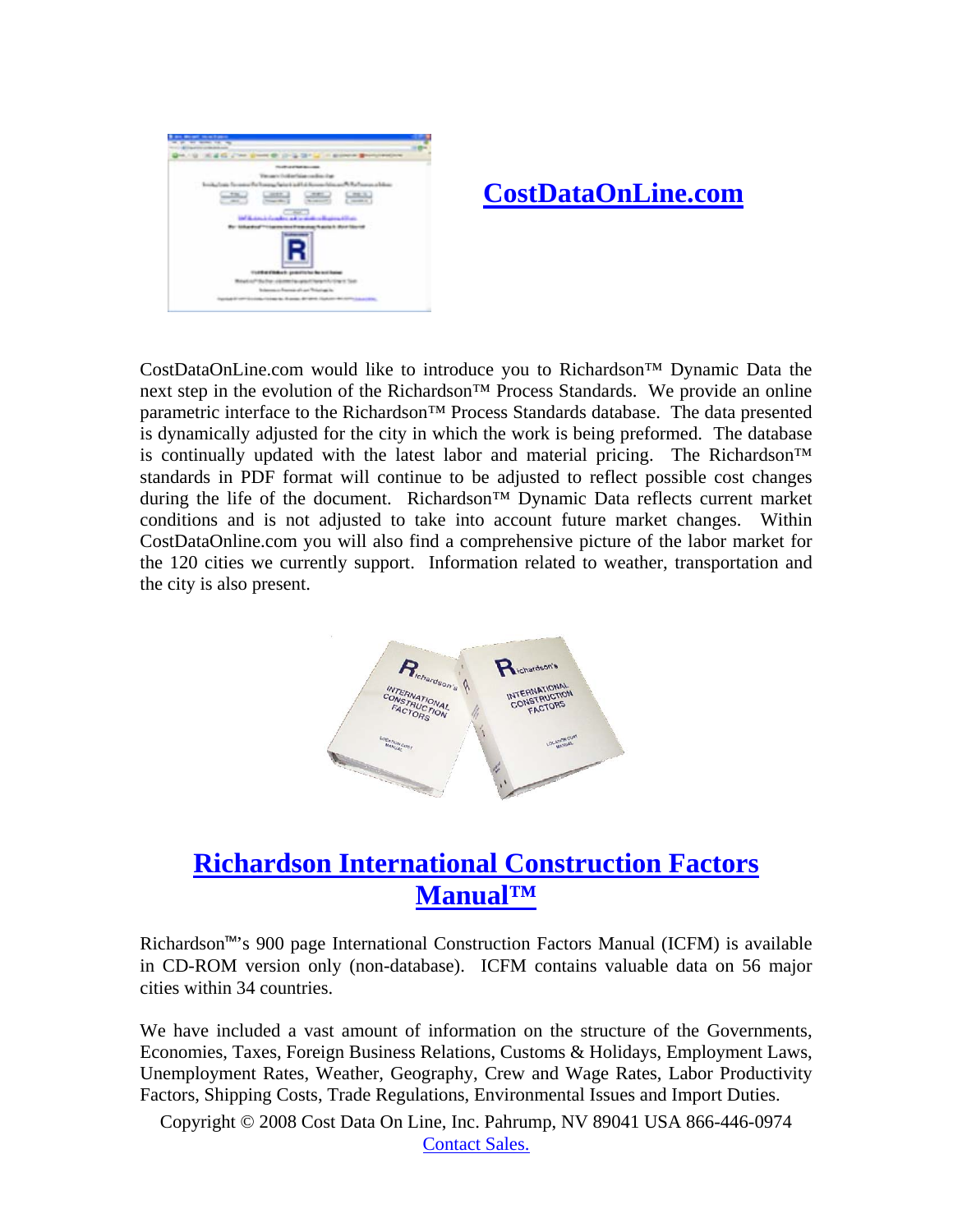## CostDataOnLine.com

CostDataOnLine.com would like to introduce you to Richardson™ Dynamic Data the next step in the evolution of the Richardson™ Process Standards. We provide an online parametric interface to the Richardson™ Process Standards database. The data presented is dynamically adjusted for the city in which the work is being preformed. The database is continually updated with the latest labor and material pricing. The Richardson™ standards in PDF format will continue to be adjusted to reflect possible cost changes during the life of the document. Richardson™ Dynamic Data reflects current market conditions and is not adjusted to take into account future market changes. Within CostDataOnline.com you will also find a comprehensive picture of the labor market for the 120 cities we currently support. Information related to weather, transportation and the city is also present.

## Richardson International Construction Factors Manual™

Richardson™'s 900 page International Construction Factors Manual (ICFM) is available in CD-ROM version only (non-database). ICFM contains valuable data on 56 major cities within 34 countries.

We have included a vast amount of information on the structure of the Governments, Economies, Taxes, Foreign Business Relations, Customs & Holidays, Employment Laws, Unemployment Rates, Weather, Geography, Crew and Wage Rates, Labor Productivity Factors, Shipping Costs, Trade Regulations, Environmental Issues and Import Duties.

Copyright © 2008 Cost Data On Line, Inc. Pahrump, NV 89041 USA 866-446-0974

Contact Sales.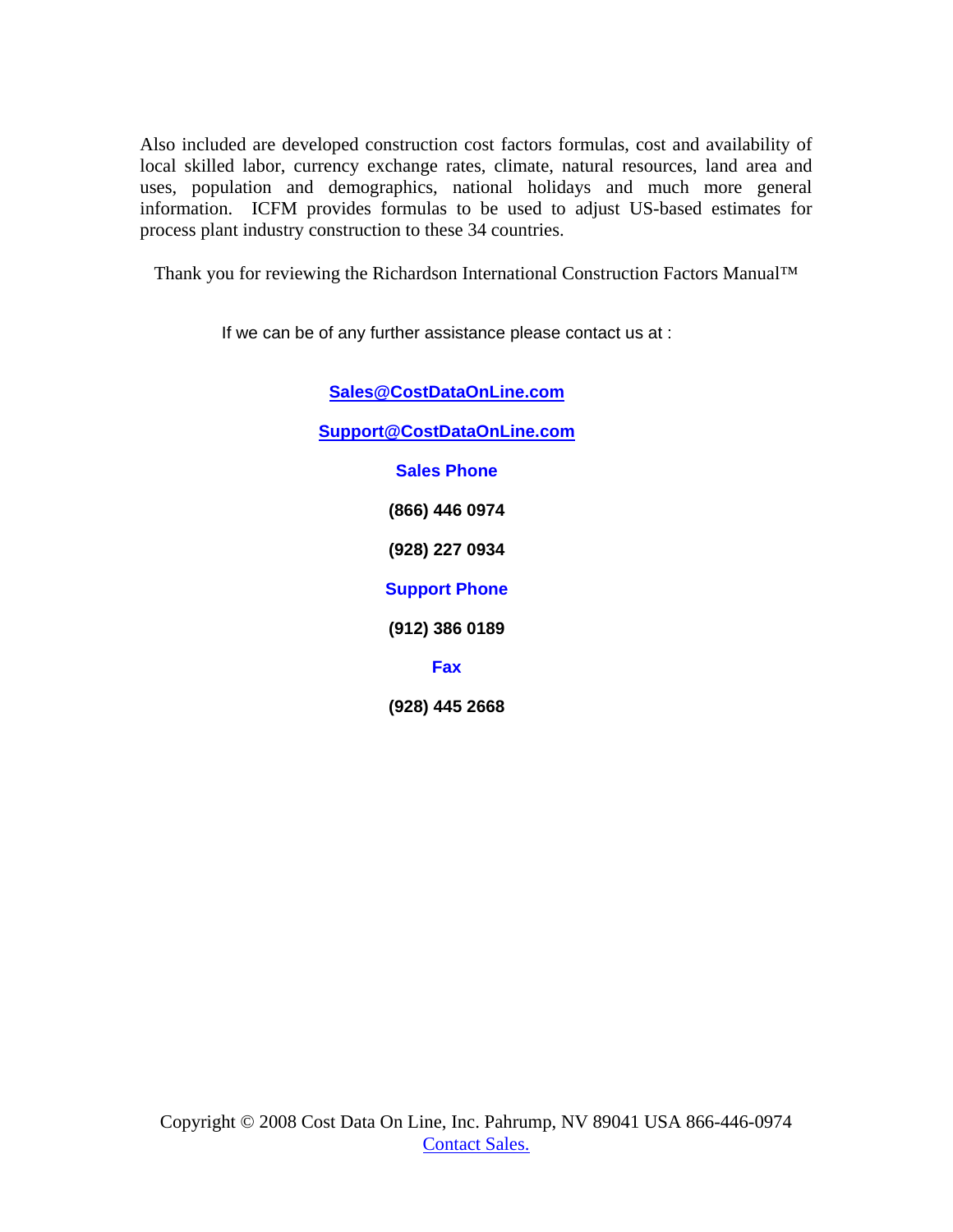Also included are developed construction cost factors formulas, cost and availability of local skilled labor, currency exchange rates, climate, natural resources, land area and uses, population and demographics, national holidays and much more general information. ICFM provides formulas to be used to adjust US-based estimates for process plant industry construction to these 34 countries.

Thank you for reviewing the Richardson International Construction Factors Manual™

If we can be of any further assistance please contact us at :

**Sales@CostDataOnLine.com**

**Support@CostDataOnLine.com**

**Sales Phone**

**(866) 446 0974**

**(928) 227 0934**

**Support Phone**

**(912) 386 0189**

**Fax**

**(928) 445 2668**

Copyright © 2008 Cost Data On Line, Inc. Pahrump, NV 89041 USA 866-446-0974
Contact Sales.